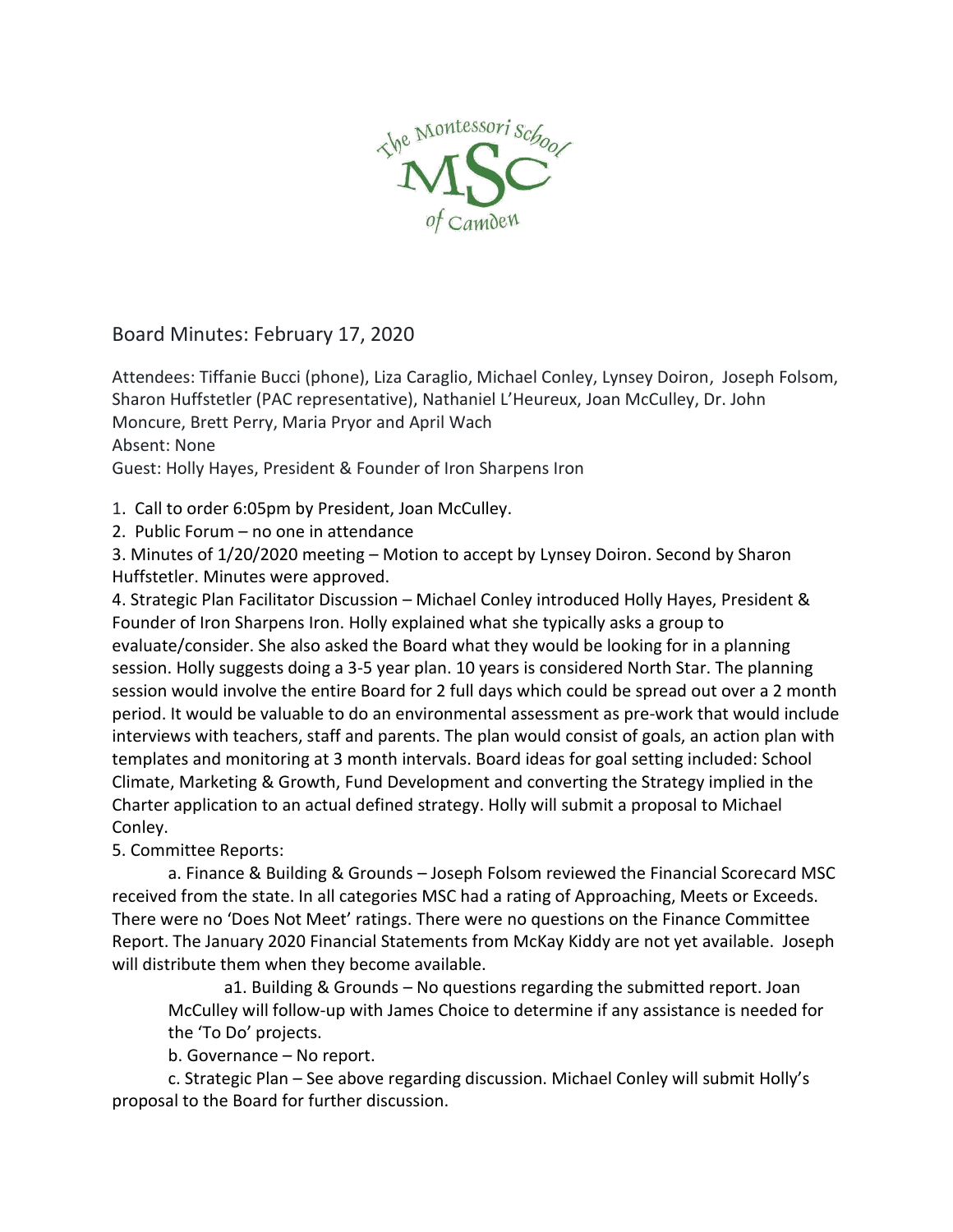# Board Minutes: February 17, 2020

Attendees: Tiffanie Bucci (phone), Liza Caraglio, Michael Conley, Lynsey Doiron, Joseph Folsom, Sharon Huffstetler (PAC representative), Nathaniel L'Heureux, Joan McCulley, Dr. John Moncure, Brett Perry, Maria Pryor and April Wach
Absent: None
Guest: Holly Hayes, President & Founder of Iron Sharpens Iron

1. Call to order 6:05pm by President, Joan McCulley.
2. Public Forum – no one in attendance
3. Minutes of 1/20/2020 meeting – Motion to accept by Lynsey Doiron. Second by Sharon Huffstetler. Minutes were approved.
4. Strategic Plan Facilitator Discussion – Michael Conley introduced Holly Hayes, President & Founder of Iron Sharpens Iron. Holly explained what she typically asks a group to evaluate/consider. She also asked the Board what they would be looking for in a planning session. Holly suggests doing a 3-5 year plan. 10 years is considered North Star. The planning session would involve the entire Board for 2 full days which could be spread out over a 2 month period. It would be valuable to do an environmental assessment as pre-work that would include interviews with teachers, staff and parents. The plan would consist of goals, an action plan with templates and monitoring at 3 month intervals. Board ideas for goal setting included: School Climate, Marketing & Growth, Fund Development and converting the Strategy implied in the Charter application to an actual defined strategy. Holly will submit a proposal to Michael Conley.
5. Committee Reports:
   - a. Finance & Building & Grounds – Joseph Folsom reviewed the Financial Scorecard MSC received from the state. In all categories MSC had a rating of Approaching, Meets or Exceeds. There were no 'Does Not Meet' ratings. There were no questions on the Finance Committee Report. The January 2020 Financial Statements from McKay Kiddy are not yet available. Joseph will distribute them when they become available.
     - a1. Building & Grounds – No questions regarding the submitted report. Joan McCulley will follow-up with James Choice to determine if any assistance is needed for the 'To Do' projects.
   - b. Governance – No report.
   - c. Strategic Plan – See above regarding discussion. Michael Conley will submit Holly's proposal to the Board for further discussion.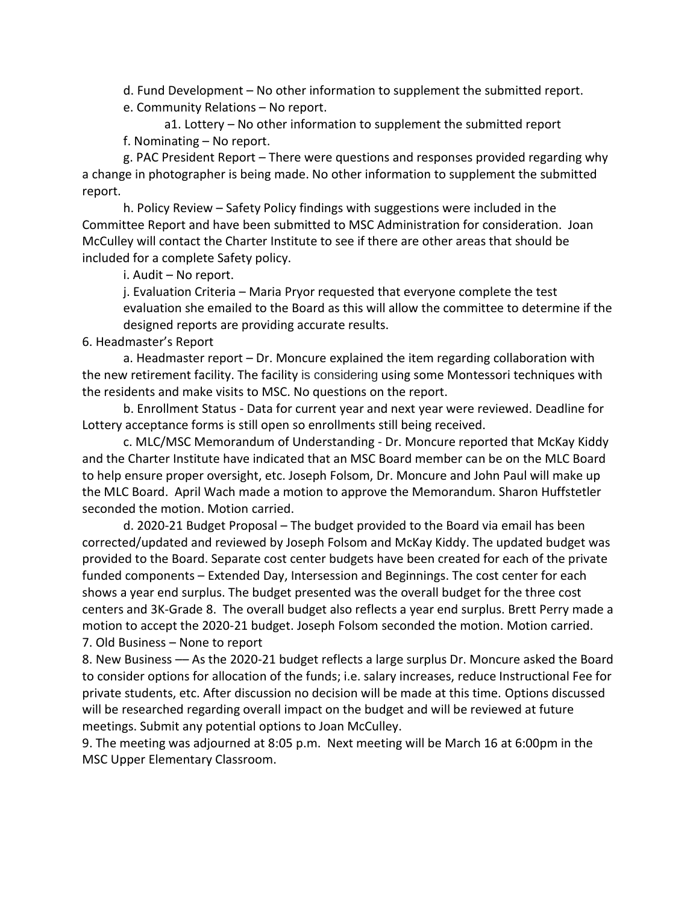d. Fund Development – No other information to supplement the submitted report.

e. Community Relations – No report.

a1. Lottery – No other information to supplement the submitted report

f. Nominating – No report.

g. PAC President Report – There were questions and responses provided regarding why a change in photographer is being made. No other information to supplement the submitted report.

h. Policy Review – Safety Policy findings with suggestions were included in the Committee Report and have been submitted to MSC Administration for consideration. Joan McCulley will contact the Charter Institute to see if there are other areas that should be included for a complete Safety policy.

i. Audit – No report.

j. Evaluation Criteria – Maria Pryor requested that everyone complete the test evaluation she emailed to the Board as this will allow the committee to determine if the designed reports are providing accurate results.

6. Headmaster's Report

a. Headmaster report – Dr. Moncure explained the item regarding collaboration with the new retirement facility. The facility is considering using some Montessori techniques with the residents and make visits to MSC. No questions on the report.

b. Enrollment Status - Data for current year and next year were reviewed. Deadline for Lottery acceptance forms is still open so enrollments still being received.

c. MLC/MSC Memorandum of Understanding - Dr. Moncure reported that McKay Kiddy and the Charter Institute have indicated that an MSC Board member can be on the MLC Board to help ensure proper oversight, etc. Joseph Folsom, Dr. Moncure and John Paul will make up the MLC Board. April Wach made a motion to approve the Memorandum. Sharon Huffstetler seconded the motion. Motion carried.

d. 2020-21 Budget Proposal – The budget provided to the Board via email has been corrected/updated and reviewed by Joseph Folsom and McKay Kiddy. The updated budget was provided to the Board. Separate cost center budgets have been created for each of the private funded components – Extended Day, Intersession and Beginnings. The cost center for each shows a year end surplus. The budget presented was the overall budget for the three cost centers and 3K-Grade 8. The overall budget also reflects a year end surplus. Brett Perry made a motion to accept the 2020-21 budget. Joseph Folsom seconded the motion. Motion carried.

7. Old Business – None to report

8. New Business –– As the 2020-21 budget reflects a large surplus Dr. Moncure asked the Board to consider options for allocation of the funds; i.e. salary increases, reduce Instructional Fee for private students, etc. After discussion no decision will be made at this time. Options discussed will be researched regarding overall impact on the budget and will be reviewed at future meetings. Submit any potential options to Joan McCulley.

9. The meeting was adjourned at 8:05 p.m. Next meeting will be March 16 at 6:00pm in the MSC Upper Elementary Classroom.